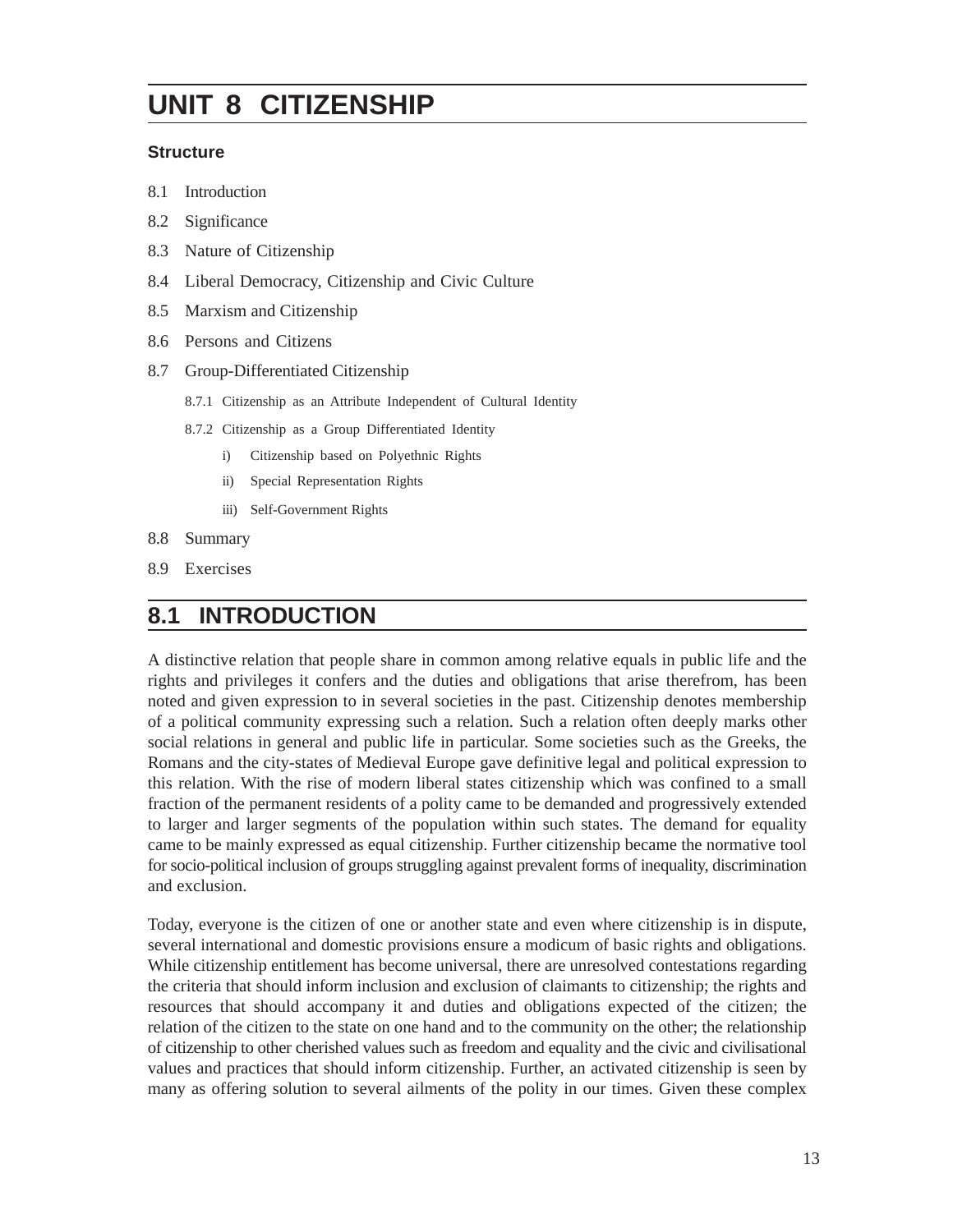# UNIT 8 CITIZENSHIP

### Structure

8.1 Introduction

8.2 Significance

8.3 Nature of Citizenship

8.4 Liberal Democracy, Citizenship and Civic Culture

8.5 Marxism and Citizenship

8.6 Persons and Citizens

8.7 Group-Differentiated Citizenship

- 8.7.1 Citizenship as an Attribute Independent of Cultural Identity
- 8.7.2 Citizenship as a Group Differentiated Identity
  - i) Citizenship based on Polyethnic Rights
  - ii) Special Representation Rights
  - iii) Self-Government Rights

8.8 Summary

8.9 Exercises

## 8.1 INTRODUCTION

A distinctive relation that people share in common among relative equals in public life and the rights and privileges it confers and the duties and obligations that arise therefrom, has been noted and given expression to in several societies in the past. Citizenship denotes membership of a political community expressing such a relation. Such a relation often deeply marks other social relations in general and public life in particular. Some societies such as the Greeks, the Romans and the city-states of Medieval Europe gave definitive legal and political expression to this relation. With the rise of modern liberal states citizenship which was confined to a small fraction of the permanent residents of a polity came to be demanded and progressively extended to larger and larger segments of the population within such states. The demand for equality came to be mainly expressed as equal citizenship. Further citizenship became the normative tool for socio-political inclusion of groups struggling against prevalent forms of inequality, discrimination and exclusion.

Today, everyone is the citizen of one or another state and even where citizenship is in dispute, several international and domestic provisions ensure a modicum of basic rights and obligations. While citizenship entitlement has become universal, there are unresolved contestations regarding the criteria that should inform inclusion and exclusion of claimants to citizenship; the rights and resources that should accompany it and duties and obligations expected of the citizen; the relation of the citizen to the state on one hand and to the community on the other; the relationship of citizenship to other cherished values such as freedom and equality and the civic and civilisational values and practices that should inform citizenship. Further, an activated citizenship is seen by many as offering solution to several ailments of the polity in our times. Given these complex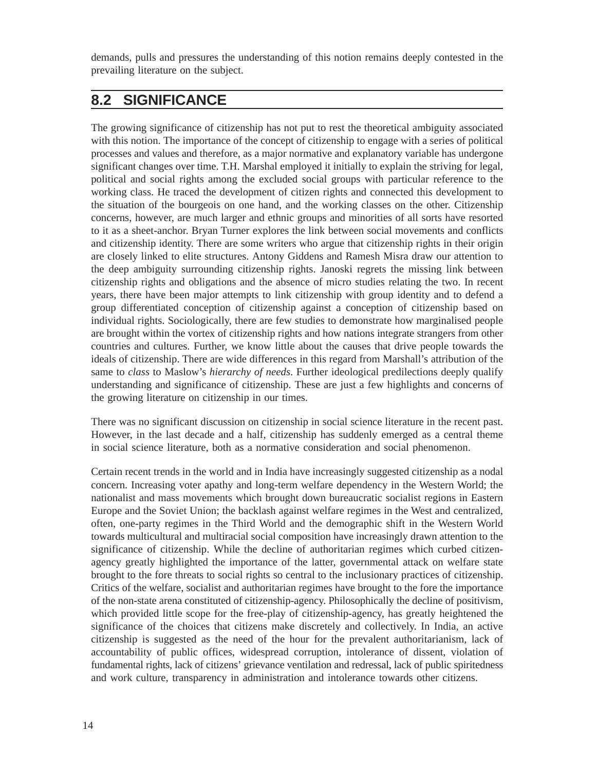demands, pulls and pressures the understanding of this notion remains deeply contested in the prevailing literature on the subject.

## 8.2 SIGNIFICANCE

The growing significance of citizenship has not put to rest the theoretical ambiguity associated with this notion. The importance of the concept of citizenship to engage with a series of political processes and values and therefore, as a major normative and explanatory variable has undergone significant changes over time. T.H. Marshal employed it initially to explain the striving for legal, political and social rights among the excluded social groups with particular reference to the working class. He traced the development of citizen rights and connected this development to the situation of the bourgeois on one hand, and the working classes on the other. Citizenship concerns, however, are much larger and ethnic groups and minorities of all sorts have resorted to it as a sheet-anchor. Bryan Turner explores the link between social movements and conflicts and citizenship identity. There are some writers who argue that citizenship rights in their origin are closely linked to elite structures. Antony Giddens and Ramesh Misra draw our attention to the deep ambiguity surrounding citizenship rights. Janoski regrets the missing link between citizenship rights and obligations and the absence of micro studies relating the two. In recent years, there have been major attempts to link citizenship with group identity and to defend a group differentiated conception of citizenship against a conception of citizenship based on individual rights. Sociologically, there are few studies to demonstrate how marginalised people are brought within the vortex of citizenship rights and how nations integrate strangers from other countries and cultures. Further, we know little about the causes that drive people towards the ideals of citizenship. There are wide differences in this regard from Marshall's attribution of the same to *class* to Maslow's *hierarchy of needs*. Further ideological predilections deeply qualify understanding and significance of citizenship. These are just a few highlights and concerns of the growing literature on citizenship in our times.

There was no significant discussion on citizenship in social science literature in the recent past. However, in the last decade and a half, citizenship has suddenly emerged as a central theme in social science literature, both as a normative consideration and social phenomenon.

Certain recent trends in the world and in India have increasingly suggested citizenship as a nodal concern. Increasing voter apathy and long-term welfare dependency in the Western World; the nationalist and mass movements which brought down bureaucratic socialist regions in Eastern Europe and the Soviet Union; the backlash against welfare regimes in the West and centralized, often, one-party regimes in the Third World and the demographic shift in the Western World towards multicultural and multiracial social composition have increasingly drawn attention to the significance of citizenship. While the decline of authoritarian regimes which curbed citizen-agency greatly highlighted the importance of the latter, governmental attack on welfare state brought to the fore threats to social rights so central to the inclusionary practices of citizenship. Critics of the welfare, socialist and authoritarian regimes have brought to the fore the importance of the non-state arena constituted of citizenship-agency. Philosophically the decline of positivism, which provided little scope for the free-play of citizenship-agency, has greatly heightened the significance of the choices that citizens make discretely and collectively. In India, an active citizenship is suggested as the need of the hour for the prevalent authoritarianism, lack of accountability of public offices, widespread corruption, intolerance of dissent, violation of fundamental rights, lack of citizens' grievance ventilation and redressal, lack of public spiritedness and work culture, transparency in administration and intolerance towards other citizens.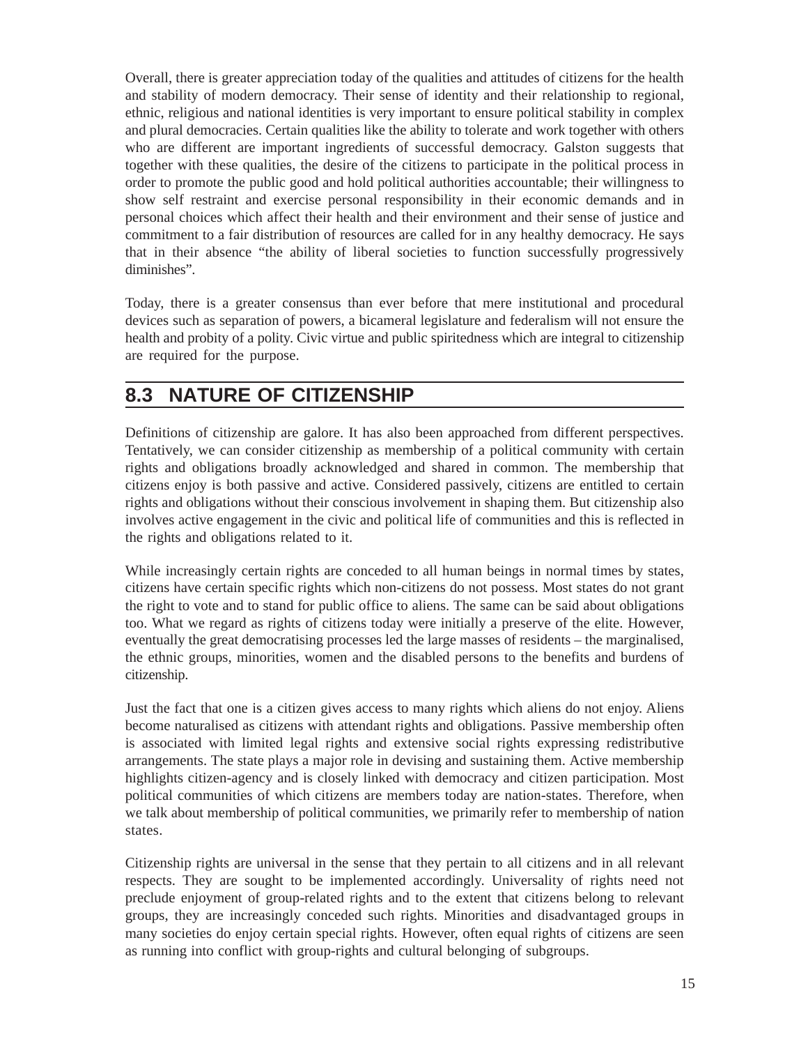Overall, there is greater appreciation today of the qualities and attitudes of citizens for the health and stability of modern democracy. Their sense of identity and their relationship to regional, ethnic, religious and national identities is very important to ensure political stability in complex and plural democracies. Certain qualities like the ability to tolerate and work together with others who are different are important ingredients of successful democracy. Galston suggests that together with these qualities, the desire of the citizens to participate in the political process in order to promote the public good and hold political authorities accountable; their willingness to show self restraint and exercise personal responsibility in their economic demands and in personal choices which affect their health and their environment and their sense of justice and commitment to a fair distribution of resources are called for in any healthy democracy. He says that in their absence "the ability of liberal societies to function successfully progressively diminishes".

Today, there is a greater consensus than ever before that mere institutional and procedural devices such as separation of powers, a bicameral legislature and federalism will not ensure the health and probity of a polity. Civic virtue and public spiritedness which are integral to citizenship are required for the purpose.

## 8.3 NATURE OF CITIZENSHIP

Definitions of citizenship are galore. It has also been approached from different perspectives. Tentatively, we can consider citizenship as membership of a political community with certain rights and obligations broadly acknowledged and shared in common. The membership that citizens enjoy is both passive and active. Considered passively, citizens are entitled to certain rights and obligations without their conscious involvement in shaping them. But citizenship also involves active engagement in the civic and political life of communities and this is reflected in the rights and obligations related to it.

While increasingly certain rights are conceded to all human beings in normal times by states, citizens have certain specific rights which non-citizens do not possess. Most states do not grant the right to vote and to stand for public office to aliens. The same can be said about obligations too. What we regard as rights of citizens today were initially a preserve of the elite. However, eventually the great democratising processes led the large masses of residents – the marginalised, the ethnic groups, minorities, women and the disabled persons to the benefits and burdens of citizenship.

Just the fact that one is a citizen gives access to many rights which aliens do not enjoy. Aliens become naturalised as citizens with attendant rights and obligations. Passive membership often is associated with limited legal rights and extensive social rights expressing redistributive arrangements. The state plays a major role in devising and sustaining them. Active membership highlights citizen-agency and is closely linked with democracy and citizen participation. Most political communities of which citizens are members today are nation-states. Therefore, when we talk about membership of political communities, we primarily refer to membership of nation states.

Citizenship rights are universal in the sense that they pertain to all citizens and in all relevant respects. They are sought to be implemented accordingly. Universality of rights need not preclude enjoyment of group-related rights and to the extent that citizens belong to relevant groups, they are increasingly conceded such rights. Minorities and disadvantaged groups in many societies do enjoy certain special rights. However, often equal rights of citizens are seen as running into conflict with group-rights and cultural belonging of subgroups.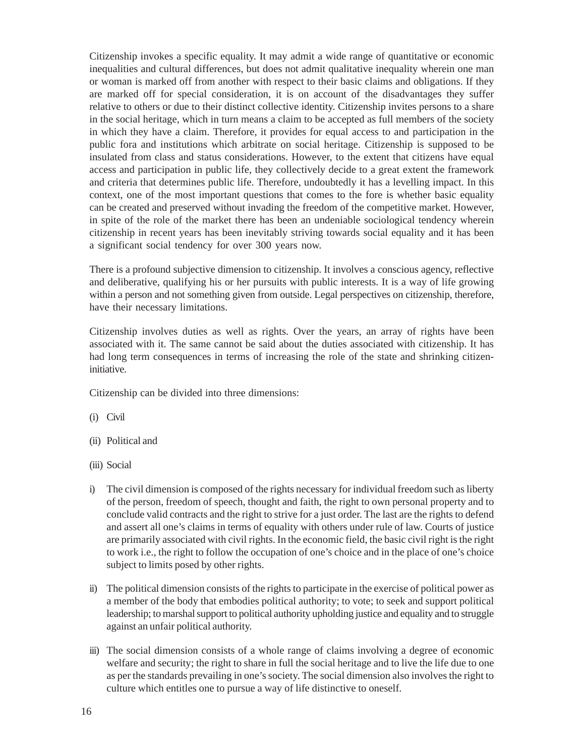Citizenship invokes a specific equality. It may admit a wide range of quantitative or economic inequalities and cultural differences, but does not admit qualitative inequality wherein one man or woman is marked off from another with respect to their basic claims and obligations. If they are marked off for special consideration, it is on account of the disadvantages they suffer relative to others or due to their distinct collective identity. Citizenship invites persons to a share in the social heritage, which in turn means a claim to be accepted as full members of the society in which they have a claim. Therefore, it provides for equal access to and participation in the public fora and institutions which arbitrate on social heritage. Citizenship is supposed to be insulated from class and status considerations. However, to the extent that citizens have equal access and participation in public life, they collectively decide to a great extent the framework and criteria that determines public life. Therefore, undoubtedly it has a levelling impact. In this context, one of the most important questions that comes to the fore is whether basic equality can be created and preserved without invading the freedom of the competitive market. However, in spite of the role of the market there has been an undeniable sociological tendency wherein citizenship in recent years has been inevitably striving towards social equality and it has been a significant social tendency for over 300 years now.

There is a profound subjective dimension to citizenship. It involves a conscious agency, reflective and deliberative, qualifying his or her pursuits with public interests. It is a way of life growing within a person and not something given from outside. Legal perspectives on citizenship, therefore, have their necessary limitations.

Citizenship involves duties as well as rights. Over the years, an array of rights have been associated with it. The same cannot be said about the duties associated with citizenship. It has had long term consequences in terms of increasing the role of the state and shrinking citizen-initiative.

Citizenship can be divided into three dimensions:

(i) Civil

(ii) Political and

(iii) Social

i) The civil dimension is composed of the rights necessary for individual freedom such as liberty of the person, freedom of speech, thought and faith, the right to own personal property and to conclude valid contracts and the right to strive for a just order. The last are the rights to defend and assert all one's claims in terms of equality with others under rule of law. Courts of justice are primarily associated with civil rights. In the economic field, the basic civil right is the right to work i.e., the right to follow the occupation of one's choice and in the place of one's choice subject to limits posed by other rights.

ii) The political dimension consists of the rights to participate in the exercise of political power as a member of the body that embodies political authority; to vote; to seek and support political leadership; to marshal support to political authority upholding justice and equality and to struggle against an unfair political authority.

iii) The social dimension consists of a whole range of claims involving a degree of economic welfare and security; the right to share in full the social heritage and to live the life due to one as per the standards prevailing in one's society. The social dimension also involves the right to culture which entitles one to pursue a way of life distinctive to oneself.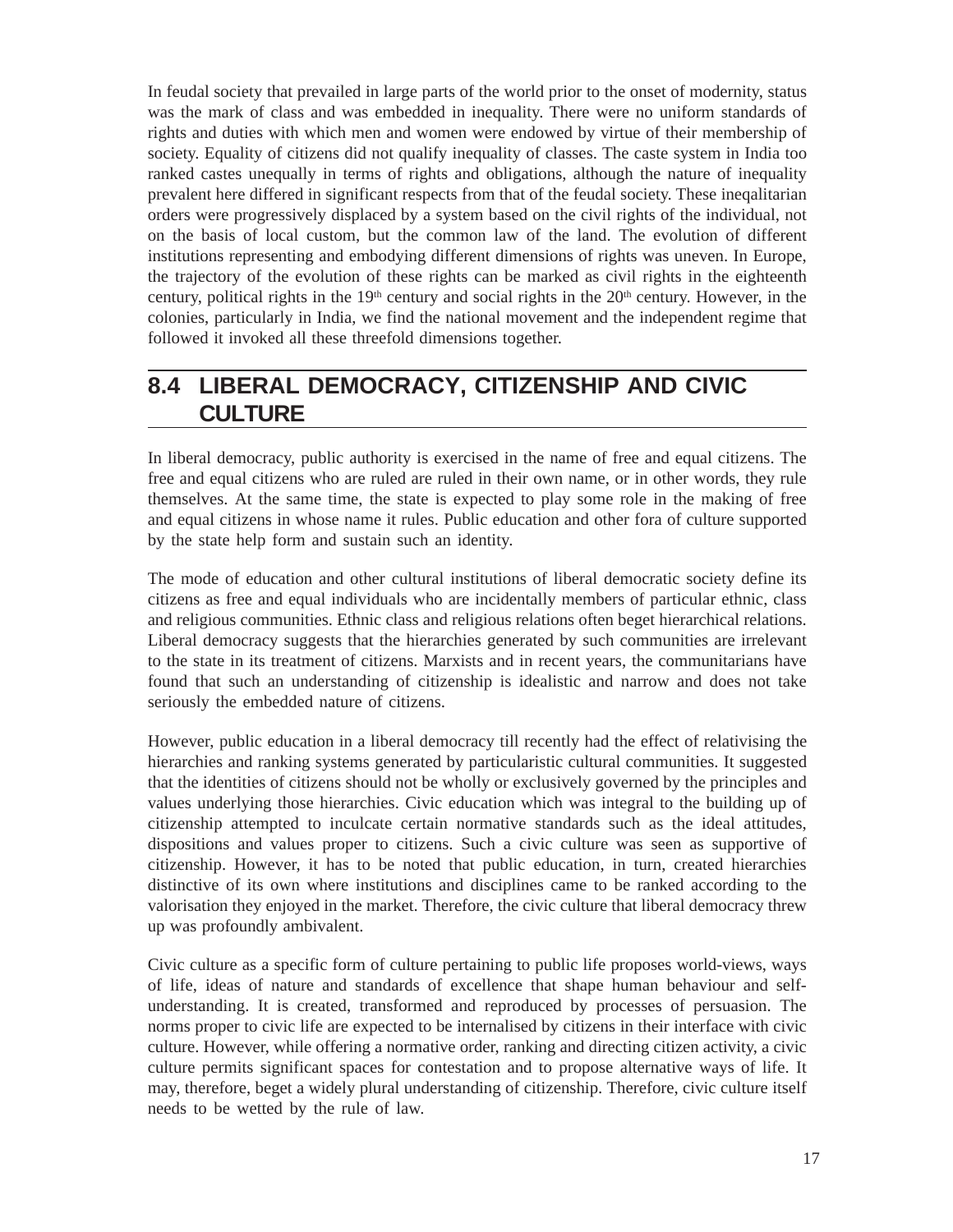In feudal society that prevailed in large parts of the world prior to the onset of modernity, status was the mark of class and was embedded in inequality. There were no uniform standards of rights and duties with which men and women were endowed by virtue of their membership of society. Equality of citizens did not qualify inequality of classes. The caste system in India too ranked castes unequally in terms of rights and obligations, although the nature of inequality prevalent here differed in significant respects from that of the feudal society. These ineqalitarian orders were progressively displaced by a system based on the civil rights of the individual, not on the basis of local custom, but the common law of the land. The evolution of different institutions representing and embodying different dimensions of rights was uneven. In Europe, the trajectory of the evolution of these rights can be marked as civil rights in the eighteenth century, political rights in the 19th century and social rights in the 20th century. However, in the colonies, particularly in India, we find the national movement and the independent regime that followed it invoked all these threefold dimensions together.

## 8.4 LIBERAL DEMOCRACY, CITIZENSHIP AND CIVIC CULTURE

In liberal democracy, public authority is exercised in the name of free and equal citizens. The free and equal citizens who are ruled are ruled in their own name, or in other words, they rule themselves. At the same time, the state is expected to play some role in the making of free and equal citizens in whose name it rules. Public education and other fora of culture supported by the state help form and sustain such an identity.

The mode of education and other cultural institutions of liberal democratic society define its citizens as free and equal individuals who are incidentally members of particular ethnic, class and religious communities. Ethnic class and religious relations often beget hierarchical relations. Liberal democracy suggests that the hierarchies generated by such communities are irrelevant to the state in its treatment of citizens. Marxists and in recent years, the communitarians have found that such an understanding of citizenship is idealistic and narrow and does not take seriously the embedded nature of citizens.

However, public education in a liberal democracy till recently had the effect of relativising the hierarchies and ranking systems generated by particularistic cultural communities. It suggested that the identities of citizens should not be wholly or exclusively governed by the principles and values underlying those hierarchies. Civic education which was integral to the building up of citizenship attempted to inculcate certain normative standards such as the ideal attitudes, dispositions and values proper to citizens. Such a civic culture was seen as supportive of citizenship. However, it has to be noted that public education, in turn, created hierarchies distinctive of its own where institutions and disciplines came to be ranked according to the valorisation they enjoyed in the market. Therefore, the civic culture that liberal democracy threw up was profoundly ambivalent.

Civic culture as a specific form of culture pertaining to public life proposes world-views, ways of life, ideas of nature and standards of excellence that shape human behaviour and self-understanding. It is created, transformed and reproduced by processes of persuasion. The norms proper to civic life are expected to be internalised by citizens in their interface with civic culture. However, while offering a normative order, ranking and directing citizen activity, a civic culture permits significant spaces for contestation and to propose alternative ways of life. It may, therefore, beget a widely plural understanding of citizenship. Therefore, civic culture itself needs to be wetted by the rule of law.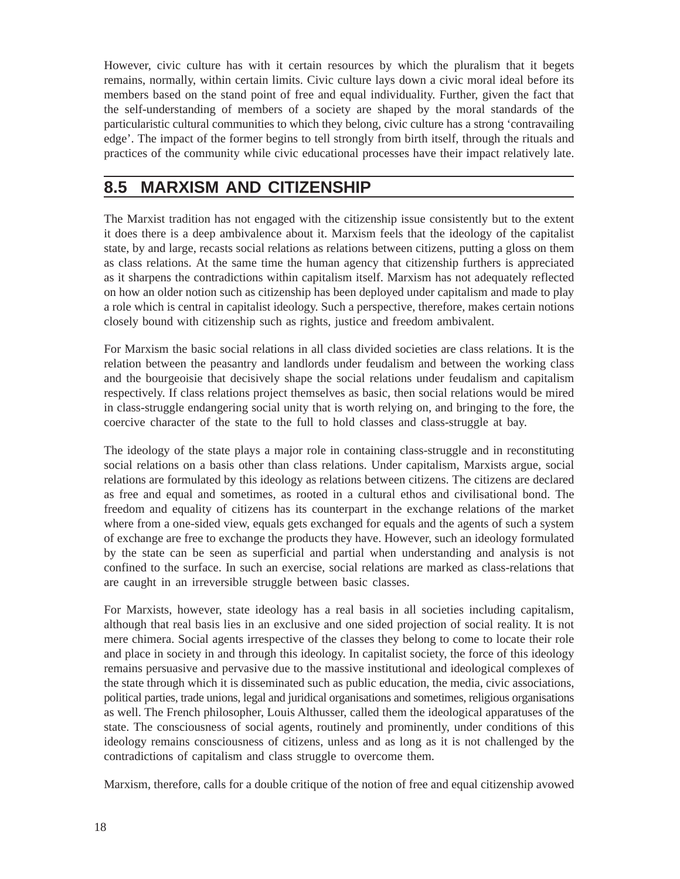However, civic culture has with it certain resources by which the pluralism that it begets remains, normally, within certain limits. Civic culture lays down a civic moral ideal before its members based on the stand point of free and equal individuality. Further, given the fact that the self-understanding of members of a society are shaped by the moral standards of the particularistic cultural communities to which they belong, civic culture has a strong 'contravailing edge'. The impact of the former begins to tell strongly from birth itself, through the rituals and practices of the community while civic educational processes have their impact relatively late.

## 8.5 MARXISM AND CITIZENSHIP

The Marxist tradition has not engaged with the citizenship issue consistently but to the extent it does there is a deep ambivalence about it. Marxism feels that the ideology of the capitalist state, by and large, recasts social relations as relations between citizens, putting a gloss on them as class relations. At the same time the human agency that citizenship furthers is appreciated as it sharpens the contradictions within capitalism itself. Marxism has not adequately reflected on how an older notion such as citizenship has been deployed under capitalism and made to play a role which is central in capitalist ideology. Such a perspective, therefore, makes certain notions closely bound with citizenship such as rights, justice and freedom ambivalent.

For Marxism the basic social relations in all class divided societies are class relations. It is the relation between the peasantry and landlords under feudalism and between the working class and the bourgeoisie that decisively shape the social relations under feudalism and capitalism respectively. If class relations project themselves as basic, then social relations would be mired in class-struggle endangering social unity that is worth relying on, and bringing to the fore, the coercive character of the state to the full to hold classes and class-struggle at bay.

The ideology of the state plays a major role in containing class-struggle and in reconstituting social relations on a basis other than class relations. Under capitalism, Marxists argue, social relations are formulated by this ideology as relations between citizens. The citizens are declared as free and equal and sometimes, as rooted in a cultural ethos and civilisational bond. The freedom and equality of citizens has its counterpart in the exchange relations of the market where from a one-sided view, equals gets exchanged for equals and the agents of such a system of exchange are free to exchange the products they have. However, such an ideology formulated by the state can be seen as superficial and partial when understanding and analysis is not confined to the surface. In such an exercise, social relations are marked as class-relations that are caught in an irreversible struggle between basic classes.

For Marxists, however, state ideology has a real basis in all societies including capitalism, although that real basis lies in an exclusive and one sided projection of social reality. It is not mere chimera. Social agents irrespective of the classes they belong to come to locate their role and place in society in and through this ideology. In capitalist society, the force of this ideology remains persuasive and pervasive due to the massive institutional and ideological complexes of the state through which it is disseminated such as public education, the media, civic associations, political parties, trade unions, legal and juridical organisations and sometimes, religious organisations as well. The French philosopher, Louis Althusser, called them the ideological apparatuses of the state. The consciousness of social agents, routinely and prominently, under conditions of this ideology remains consciousness of citizens, unless and as long as it is not challenged by the contradictions of capitalism and class struggle to overcome them.

Marxism, therefore, calls for a double critique of the notion of free and equal citizenship avowed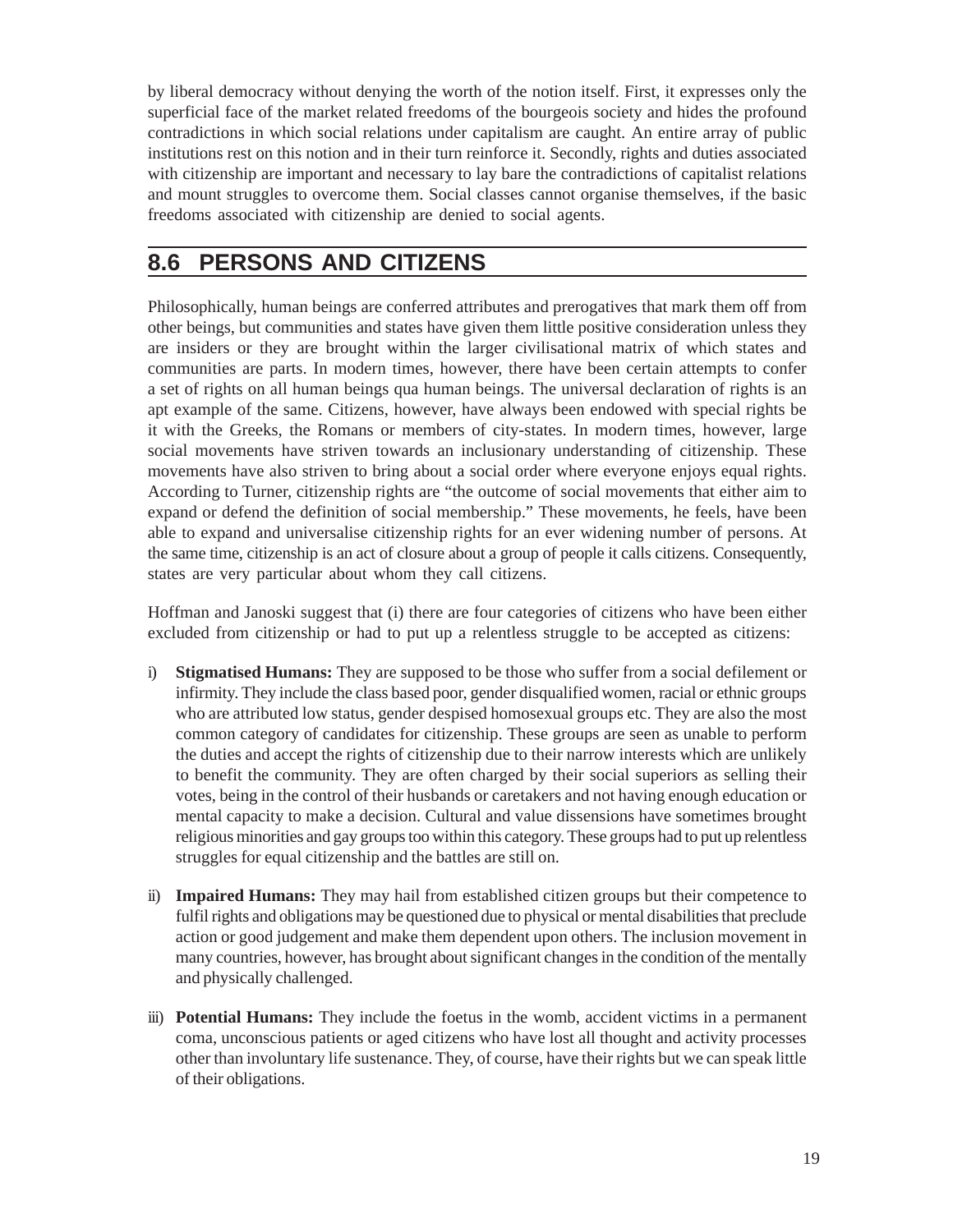by liberal democracy without denying the worth of the notion itself. First, it expresses only the superficial face of the market related freedoms of the bourgeois society and hides the profound contradictions in which social relations under capitalism are caught. An entire array of public institutions rest on this notion and in their turn reinforce it. Secondly, rights and duties associated with citizenship are important and necessary to lay bare the contradictions of capitalist relations and mount struggles to overcome them. Social classes cannot organise themselves, if the basic freedoms associated with citizenship are denied to social agents.

## 8.6 PERSONS AND CITIZENS

Philosophically, human beings are conferred attributes and prerogatives that mark them off from other beings, but communities and states have given them little positive consideration unless they are insiders or they are brought within the larger civilisational matrix of which states and communities are parts. In modern times, however, there have been certain attempts to confer a set of rights on all human beings qua human beings. The universal declaration of rights is an apt example of the same. Citizens, however, have always been endowed with special rights be it with the Greeks, the Romans or members of city-states. In modern times, however, large social movements have striven towards an inclusionary understanding of citizenship. These movements have also striven to bring about a social order where everyone enjoys equal rights. According to Turner, citizenship rights are "the outcome of social movements that either aim to expand or defend the definition of social membership." These movements, he feels, have been able to expand and universalise citizenship rights for an ever widening number of persons. At the same time, citizenship is an act of closure about a group of people it calls citizens. Consequently, states are very particular about whom they call citizens.

Hoffman and Janoski suggest that (i) there are four categories of citizens who have been either excluded from citizenship or had to put up a relentless struggle to be accepted as citizens:

i) **Stigmatised Humans:** They are supposed to be those who suffer from a social defilement or infirmity. They include the class based poor, gender disqualified women, racial or ethnic groups who are attributed low status, gender despised homosexual groups etc. They are also the most common category of candidates for citizenship. These groups are seen as unable to perform the duties and accept the rights of citizenship due to their narrow interests which are unlikely to benefit the community. They are often charged by their social superiors as selling their votes, being in the control of their husbands or caretakers and not having enough education or mental capacity to make a decision. Cultural and value dissensions have sometimes brought religious minorities and gay groups too within this category. These groups had to put up relentless struggles for equal citizenship and the battles are still on.

ii) **Impaired Humans:** They may hail from established citizen groups but their competence to fulfil rights and obligations may be questioned due to physical or mental disabilities that preclude action or good judgement and make them dependent upon others. The inclusion movement in many countries, however, has brought about significant changes in the condition of the mentally and physically challenged.

iii) **Potential Humans:** They include the foetus in the womb, accident victims in a permanent coma, unconscious patients or aged citizens who have lost all thought and activity processes other than involuntary life sustenance. They, of course, have their rights but we can speak little of their obligations.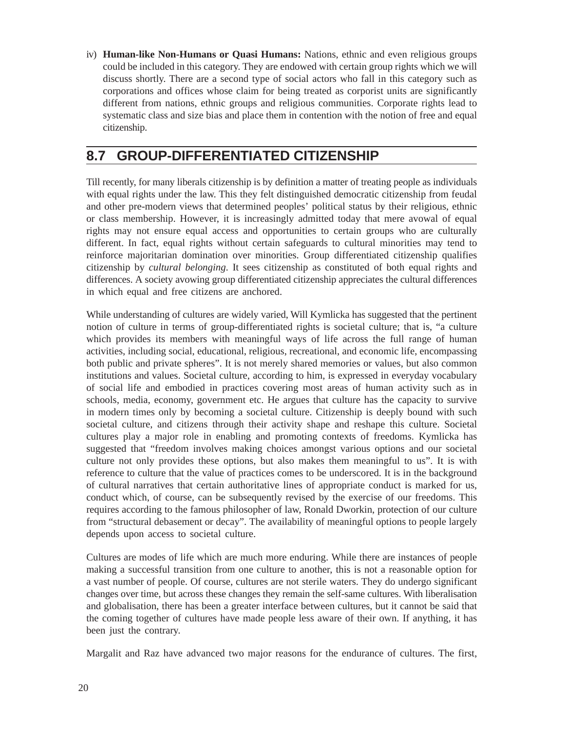iv) **Human-like Non-Humans or Quasi Humans:** Nations, ethnic and even religious groups could be included in this category. They are endowed with certain group rights which we will discuss shortly. There are a second type of social actors who fall in this category such as corporations and offices whose claim for being treated as corporist units are significantly different from nations, ethnic groups and religious communities. Corporate rights lead to systematic class and size bias and place them in contention with the notion of free and equal citizenship.

## 8.7 GROUP-DIFFERENTIATED CITIZENSHIP

Till recently, for many liberals citizenship is by definition a matter of treating people as individuals with equal rights under the law. This they felt distinguished democratic citizenship from feudal and other pre-modern views that determined peoples' political status by their religious, ethnic or class membership. However, it is increasingly admitted today that mere avowal of equal rights may not ensure equal access and opportunities to certain groups who are culturally different. In fact, equal rights without certain safeguards to cultural minorities may tend to reinforce majoritarian domination over minorities. Group differentiated citizenship qualifies citizenship by *cultural belonging*. It sees citizenship as constituted of both equal rights and differences. A society avowing group differentiated citizenship appreciates the cultural differences in which equal and free citizens are anchored.

While understanding of cultures are widely varied, Will Kymlicka has suggested that the pertinent notion of culture in terms of group-differentiated rights is societal culture; that is, "a culture which provides its members with meaningful ways of life across the full range of human activities, including social, educational, religious, recreational, and economic life, encompassing both public and private spheres". It is not merely shared memories or values, but also common institutions and values. Societal culture, according to him, is expressed in everyday vocabulary of social life and embodied in practices covering most areas of human activity such as in schools, media, economy, government etc. He argues that culture has the capacity to survive in modern times only by becoming a societal culture. Citizenship is deeply bound with such societal culture, and citizens through their activity shape and reshape this culture. Societal cultures play a major role in enabling and promoting contexts of freedoms. Kymlicka has suggested that "freedom involves making choices amongst various options and our societal culture not only provides these options, but also makes them meaningful to us". It is with reference to culture that the value of practices comes to be underscored. It is in the background of cultural narratives that certain authoritative lines of appropriate conduct is marked for us, conduct which, of course, can be subsequently revised by the exercise of our freedoms. This requires according to the famous philosopher of law, Ronald Dworkin, protection of our culture from "structural debasement or decay". The availability of meaningful options to people largely depends upon access to societal culture.

Cultures are modes of life which are much more enduring. While there are instances of people making a successful transition from one culture to another, this is not a reasonable option for a vast number of people. Of course, cultures are not sterile waters. They do undergo significant changes over time, but across these changes they remain the self-same cultures. With liberalisation and globalisation, there has been a greater interface between cultures, but it cannot be said that the coming together of cultures have made people less aware of their own. If anything, it has been just the contrary.

Margalit and Raz have advanced two major reasons for the endurance of cultures. The first,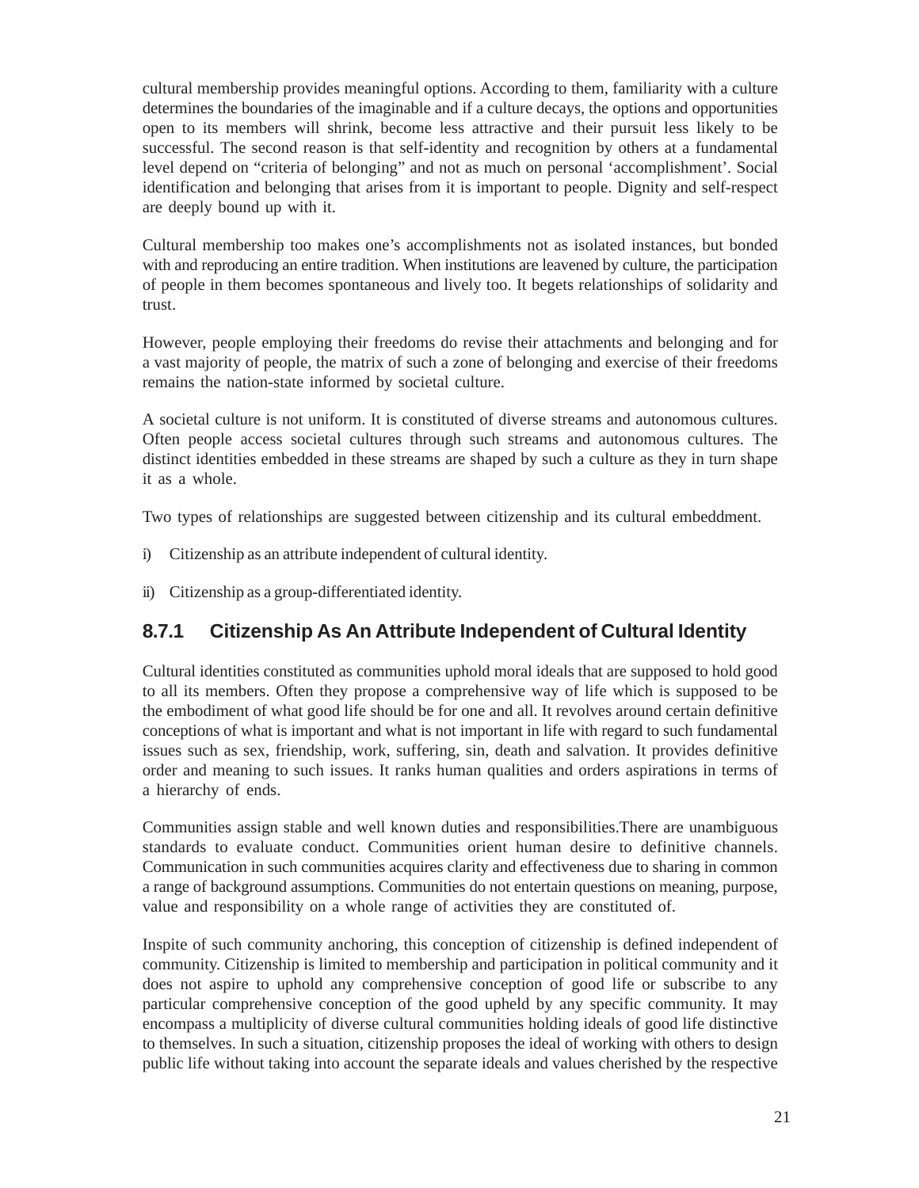cultural membership provides meaningful options. According to them, familiarity with a culture determines the boundaries of the imaginable and if a culture decays, the options and opportunities open to its members will shrink, become less attractive and their pursuit less likely to be successful. The second reason is that self-identity and recognition by others at a fundamental level depend on "criteria of belonging" and not as much on personal 'accomplishment'. Social identification and belonging that arises from it is important to people. Dignity and self-respect are deeply bound up with it.

Cultural membership too makes one's accomplishments not as isolated instances, but bonded with and reproducing an entire tradition. When institutions are leavened by culture, the participation of people in them becomes spontaneous and lively too. It begets relationships of solidarity and trust.

However, people employing their freedoms do revise their attachments and belonging and for a vast majority of people, the matrix of such a zone of belonging and exercise of their freedoms remains the nation-state informed by societal culture.

A societal culture is not uniform. It is constituted of diverse streams and autonomous cultures. Often people access societal cultures through such streams and autonomous cultures. The distinct identities embedded in these streams are shaped by such a culture as they in turn shape it as a whole.

Two types of relationships are suggested between citizenship and its cultural embeddment.

i) Citizenship as an attribute independent of cultural identity.

ii) Citizenship as a group-differentiated identity.

### 8.7.1 Citizenship As An Attribute Independent of Cultural Identity

Cultural identities constituted as communities uphold moral ideals that are supposed to hold good to all its members. Often they propose a comprehensive way of life which is supposed to be the embodiment of what good life should be for one and all. It revolves around certain definitive conceptions of what is important and what is not important in life with regard to such fundamental issues such as sex, friendship, work, suffering, sin, death and salvation. It provides definitive order and meaning to such issues. It ranks human qualities and orders aspirations in terms of a hierarchy of ends.

Communities assign stable and well known duties and responsibilities.There are unambiguous standards to evaluate conduct. Communities orient human desire to definitive channels. Communication in such communities acquires clarity and effectiveness due to sharing in common a range of background assumptions. Communities do not entertain questions on meaning, purpose, value and responsibility on a whole range of activities they are constituted of.

Inspite of such community anchoring, this conception of citizenship is defined independent of community. Citizenship is limited to membership and participation in political community and it does not aspire to uphold any comprehensive conception of good life or subscribe to any particular comprehensive conception of the good upheld by any specific community. It may encompass a multiplicity of diverse cultural communities holding ideals of good life distinctive to themselves. In such a situation, citizenship proposes the ideal of working with others to design public life without taking into account the separate ideals and values cherished by the respective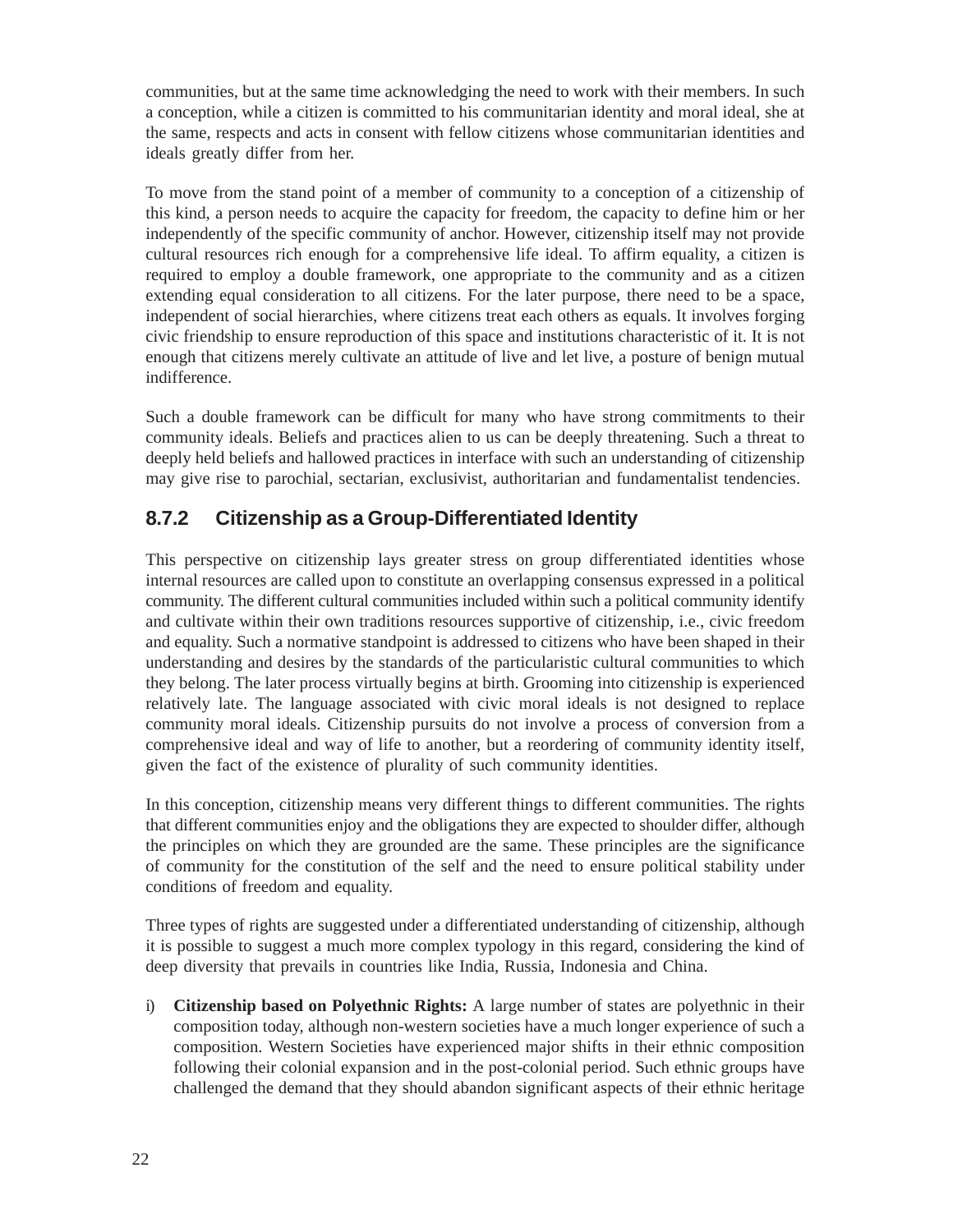communities, but at the same time acknowledging the need to work with their members. In such a conception, while a citizen is committed to his communitarian identity and moral ideal, she at the same, respects and acts in consent with fellow citizens whose communitarian identities and ideals greatly differ from her.

To move from the stand point of a member of community to a conception of a citizenship of this kind, a person needs to acquire the capacity for freedom, the capacity to define him or her independently of the specific community of anchor. However, citizenship itself may not provide cultural resources rich enough for a comprehensive life ideal. To affirm equality, a citizen is required to employ a double framework, one appropriate to the community and as a citizen extending equal consideration to all citizens. For the later purpose, there need to be a space, independent of social hierarchies, where citizens treat each others as equals. It involves forging civic friendship to ensure reproduction of this space and institutions characteristic of it. It is not enough that citizens merely cultivate an attitude of live and let live, a posture of benign mutual indifference.

Such a double framework can be difficult for many who have strong commitments to their community ideals. Beliefs and practices alien to us can be deeply threatening. Such a threat to deeply held beliefs and hallowed practices in interface with such an understanding of citizenship may give rise to parochial, sectarian, exclusivist, authoritarian and fundamentalist tendencies.

### 8.7.2 Citizenship as a Group-Differentiated Identity

This perspective on citizenship lays greater stress on group differentiated identities whose internal resources are called upon to constitute an overlapping consensus expressed in a political community. The different cultural communities included within such a political community identify and cultivate within their own traditions resources supportive of citizenship, i.e., civic freedom and equality. Such a normative standpoint is addressed to citizens who have been shaped in their understanding and desires by the standards of the particularistic cultural communities to which they belong. The later process virtually begins at birth. Grooming into citizenship is experienced relatively late. The language associated with civic moral ideals is not designed to replace community moral ideals. Citizenship pursuits do not involve a process of conversion from a comprehensive ideal and way of life to another, but a reordering of community identity itself, given the fact of the existence of plurality of such community identities.

In this conception, citizenship means very different things to different communities. The rights that different communities enjoy and the obligations they are expected to shoulder differ, although the principles on which they are grounded are the same. These principles are the significance of community for the constitution of the self and the need to ensure political stability under conditions of freedom and equality.

Three types of rights are suggested under a differentiated understanding of citizenship, although it is possible to suggest a much more complex typology in this regard, considering the kind of deep diversity that prevails in countries like India, Russia, Indonesia and China.

i) **Citizenship based on Polyethnic Rights:** A large number of states are polyethnic in their composition today, although non-western societies have a much longer experience of such a composition. Western Societies have experienced major shifts in their ethnic composition following their colonial expansion and in the post-colonial period. Such ethnic groups have challenged the demand that they should abandon significant aspects of their ethnic heritage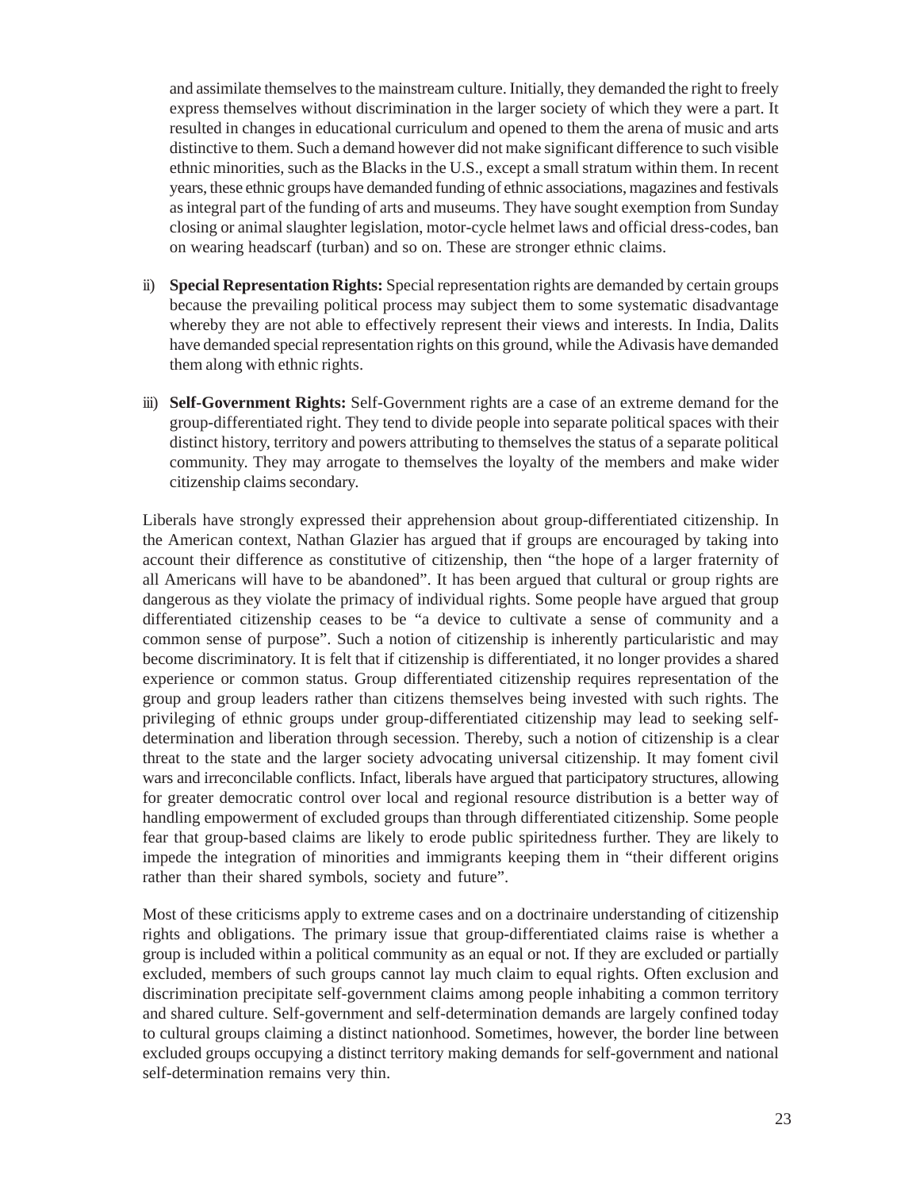and assimilate themselves to the mainstream culture. Initially, they demanded the right to freely express themselves without discrimination in the larger society of which they were a part. It resulted in changes in educational curriculum and opened to them the arena of music and arts distinctive to them. Such a demand however did not make significant difference to such visible ethnic minorities, such as the Blacks in the U.S., except a small stratum within them. In recent years, these ethnic groups have demanded funding of ethnic associations, magazines and festivals as integral part of the funding of arts and museums. They have sought exemption from Sunday closing or animal slaughter legislation, motor-cycle helmet laws and official dress-codes, ban on wearing headscarf (turban) and so on. These are stronger ethnic claims.

ii) **Special Representation Rights:** Special representation rights are demanded by certain groups because the prevailing political process may subject them to some systematic disadvantage whereby they are not able to effectively represent their views and interests. In India, Dalits have demanded special representation rights on this ground, while the Adivasis have demanded them along with ethnic rights.

iii) **Self-Government Rights:** Self-Government rights are a case of an extreme demand for the group-differentiated right. They tend to divide people into separate political spaces with their distinct history, territory and powers attributing to themselves the status of a separate political community. They may arrogate to themselves the loyalty of the members and make wider citizenship claims secondary.

Liberals have strongly expressed their apprehension about group-differentiated citizenship. In the American context, Nathan Glazier has argued that if groups are encouraged by taking into account their difference as constitutive of citizenship, then "the hope of a larger fraternity of all Americans will have to be abandoned". It has been argued that cultural or group rights are dangerous as they violate the primacy of individual rights. Some people have argued that group differentiated citizenship ceases to be "a device to cultivate a sense of community and a common sense of purpose". Such a notion of citizenship is inherently particularistic and may become discriminatory. It is felt that if citizenship is differentiated, it no longer provides a shared experience or common status. Group differentiated citizenship requires representation of the group and group leaders rather than citizens themselves being invested with such rights. The privileging of ethnic groups under group-differentiated citizenship may lead to seeking self-determination and liberation through secession. Thereby, such a notion of citizenship is a clear threat to the state and the larger society advocating universal citizenship. It may foment civil wars and irreconcilable conflicts. Infact, liberals have argued that participatory structures, allowing for greater democratic control over local and regional resource distribution is a better way of handling empowerment of excluded groups than through differentiated citizenship. Some people fear that group-based claims are likely to erode public spiritedness further. They are likely to impede the integration of minorities and immigrants keeping them in "their different origins rather than their shared symbols, society and future".

Most of these criticisms apply to extreme cases and on a doctrinaire understanding of citizenship rights and obligations. The primary issue that group-differentiated claims raise is whether a group is included within a political community as an equal or not. If they are excluded or partially excluded, members of such groups cannot lay much claim to equal rights. Often exclusion and discrimination precipitate self-government claims among people inhabiting a common territory and shared culture. Self-government and self-determination demands are largely confined today to cultural groups claiming a distinct nationhood. Sometimes, however, the border line between excluded groups occupying a distinct territory making demands for self-government and national self-determination remains very thin.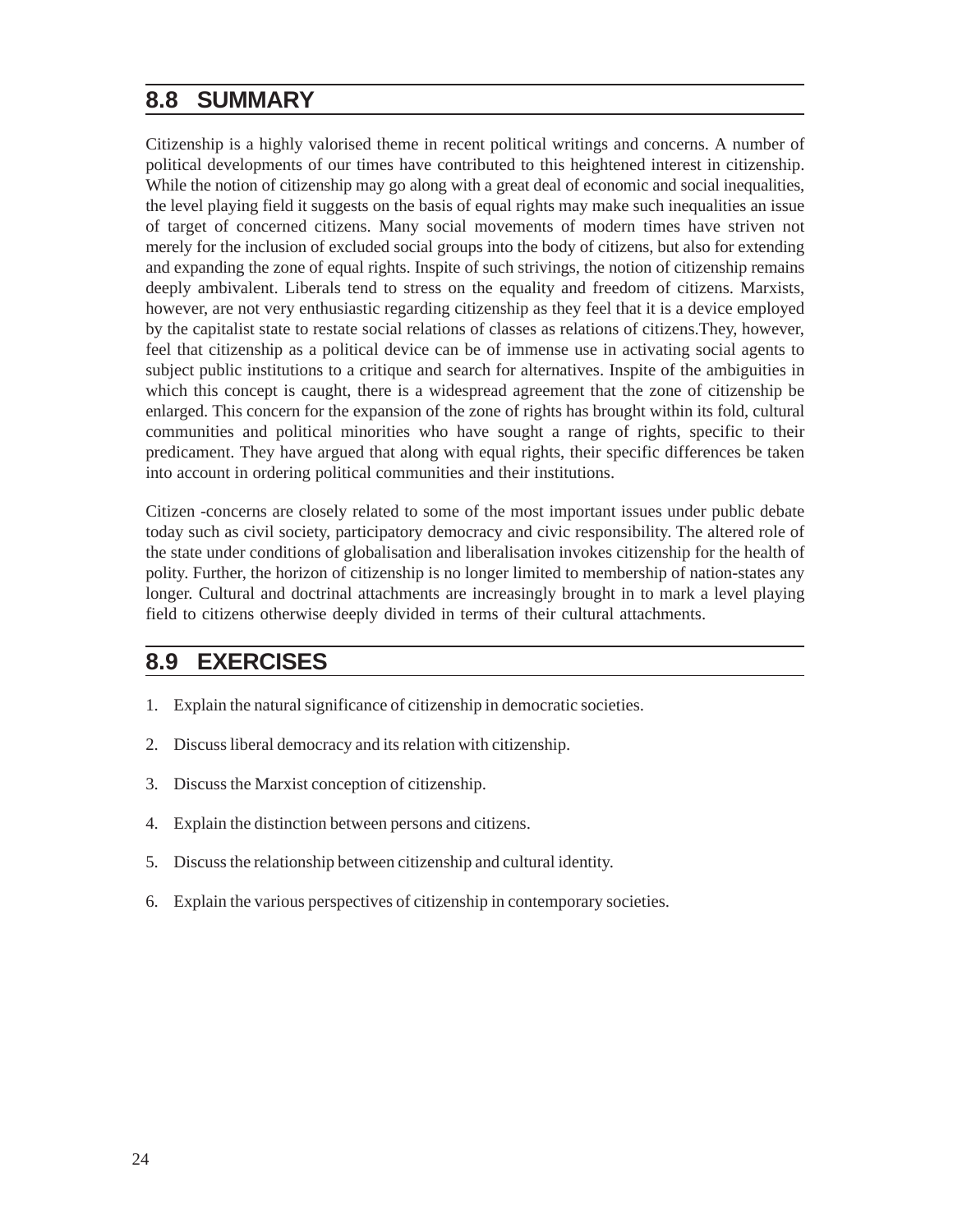## 8.8 SUMMARY

Citizenship is a highly valorised theme in recent political writings and concerns. A number of political developments of our times have contributed to this heightened interest in citizenship. While the notion of citizenship may go along with a great deal of economic and social inequalities, the level playing field it suggests on the basis of equal rights may make such inequalities an issue of target of concerned citizens. Many social movements of modern times have striven not merely for the inclusion of excluded social groups into the body of citizens, but also for extending and expanding the zone of equal rights. Inspite of such strivings, the notion of citizenship remains deeply ambivalent. Liberals tend to stress on the equality and freedom of citizens. Marxists, however, are not very enthusiastic regarding citizenship as they feel that it is a device employed by the capitalist state to restate social relations of classes as relations of citizens.They, however, feel that citizenship as a political device can be of immense use in activating social agents to subject public institutions to a critique and search for alternatives. Inspite of the ambiguities in which this concept is caught, there is a widespread agreement that the zone of citizenship be enlarged. This concern for the expansion of the zone of rights has brought within its fold, cultural communities and political minorities who have sought a range of rights, specific to their predicament. They have argued that along with equal rights, their specific differences be taken into account in ordering political communities and their institutions.

Citizen -concerns are closely related to some of the most important issues under public debate today such as civil society, participatory democracy and civic responsibility. The altered role of the state under conditions of globalisation and liberalisation invokes citizenship for the health of polity. Further, the horizon of citizenship is no longer limited to membership of nation-states any longer. Cultural and doctrinal attachments are increasingly brought in to mark a level playing field to citizens otherwise deeply divided in terms of their cultural attachments.

## 8.9 EXERCISES

1. Explain the natural significance of citizenship in democratic societies.
2. Discuss liberal democracy and its relation with citizenship.
3. Discuss the Marxist conception of citizenship.
4. Explain the distinction between persons and citizens.
5. Discuss the relationship between citizenship and cultural identity.
6. Explain the various perspectives of citizenship in contemporary societies.